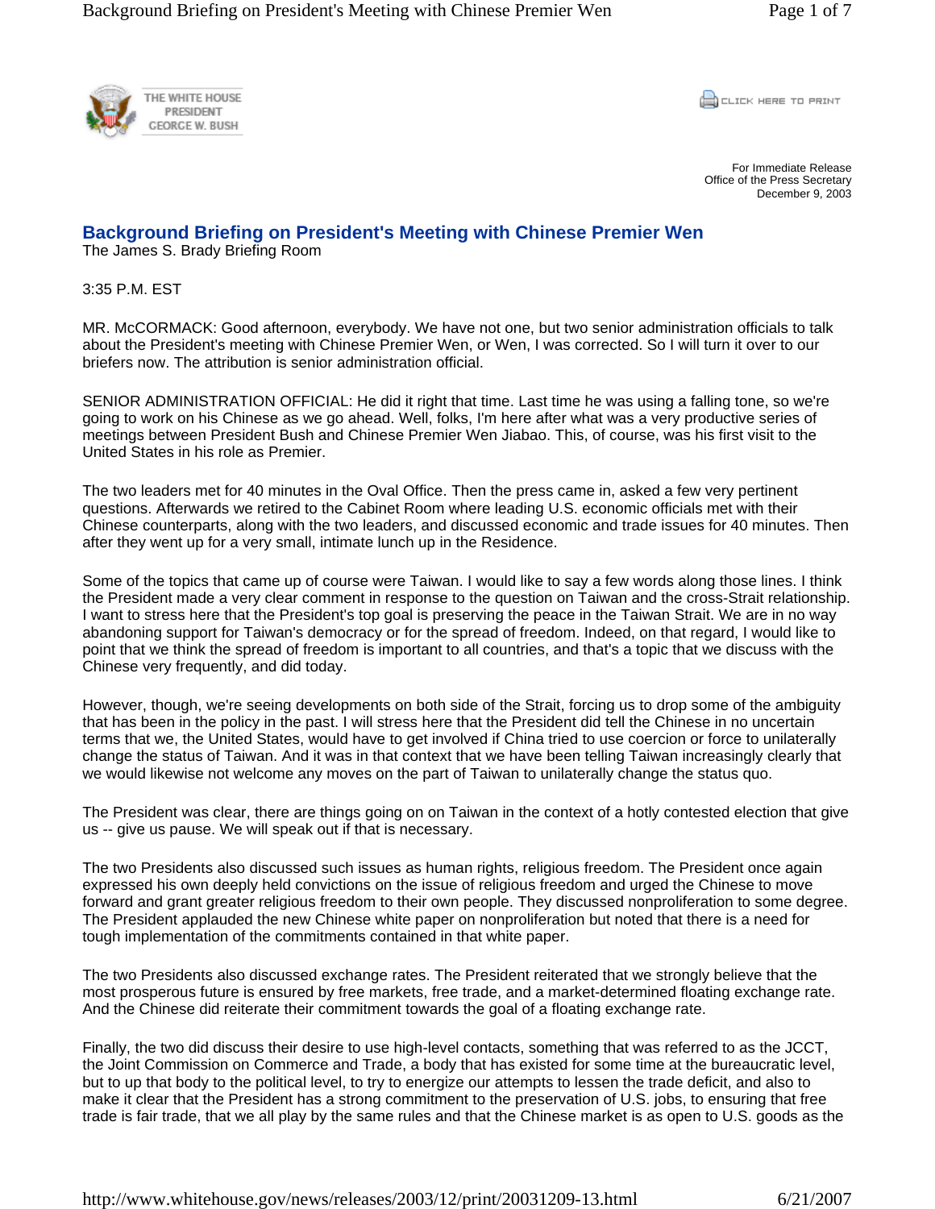THE WHITE HOUSE
PRESIDENT
GEORGE W. BUSH

CLICK HERE TO PRINT

For Immediate Release
Office of the Press Secretary
December 9, 2003

# Background Briefing on President's Meeting with Chinese Premier Wen

The James S. Brady Briefing Room

3:35 P.M. EST

MR. McCORMACK: Good afternoon, everybody. We have not one, but two senior administration officials to talk about the President's meeting with Chinese Premier Wen, or Wen, I was corrected. So I will turn it over to our briefers now. The attribution is senior administration official.

SENIOR ADMINISTRATION OFFICIAL: He did it right that time. Last time he was using a falling tone, so we're going to work on his Chinese as we go ahead. Well, folks, I'm here after what was a very productive series of meetings between President Bush and Chinese Premier Wen Jiabao. This, of course, was his first visit to the United States in his role as Premier.

The two leaders met for 40 minutes in the Oval Office. Then the press came in, asked a few very pertinent questions. Afterwards we retired to the Cabinet Room where leading U.S. economic officials met with their Chinese counterparts, along with the two leaders, and discussed economic and trade issues for 40 minutes. Then after they went up for a very small, intimate lunch up in the Residence.

Some of the topics that came up of course were Taiwan. I would like to say a few words along those lines. I think the President made a very clear comment in response to the question on Taiwan and the cross-Strait relationship. I want to stress here that the President's top goal is preserving the peace in the Taiwan Strait. We are in no way abandoning support for Taiwan's democracy or for the spread of freedom. Indeed, on that regard, I would like to point that we think the spread of freedom is important to all countries, and that's a topic that we discuss with the Chinese very frequently, and did today.

However, though, we're seeing developments on both side of the Strait, forcing us to drop some of the ambiguity that has been in the policy in the past. I will stress here that the President did tell the Chinese in no uncertain terms that we, the United States, would have to get involved if China tried to use coercion or force to unilaterally change the status of Taiwan. And it was in that context that we have been telling Taiwan increasingly clearly that we would likewise not welcome any moves on the part of Taiwan to unilaterally change the status quo.

The President was clear, there are things going on on Taiwan in the context of a hotly contested election that give us -- give us pause. We will speak out if that is necessary.

The two Presidents also discussed such issues as human rights, religious freedom. The President once again expressed his own deeply held convictions on the issue of religious freedom and urged the Chinese to move forward and grant greater religious freedom to their own people. They discussed nonproliferation to some degree. The President applauded the new Chinese white paper on nonproliferation but noted that there is a need for tough implementation of the commitments contained in that white paper.

The two Presidents also discussed exchange rates. The President reiterated that we strongly believe that the most prosperous future is ensured by free markets, free trade, and a market-determined floating exchange rate. And the Chinese did reiterate their commitment towards the goal of a floating exchange rate.

Finally, the two did discuss their desire to use high-level contacts, something that was referred to as the JCCT, the Joint Commission on Commerce and Trade, a body that has existed for some time at the bureaucratic level, but to up that body to the political level, to try to energize our attempts to lessen the trade deficit, and also to make it clear that the President has a strong commitment to the preservation of U.S. jobs, to ensuring that free trade is fair trade, that we all play by the same rules and that the Chinese market is as open to U.S. goods as the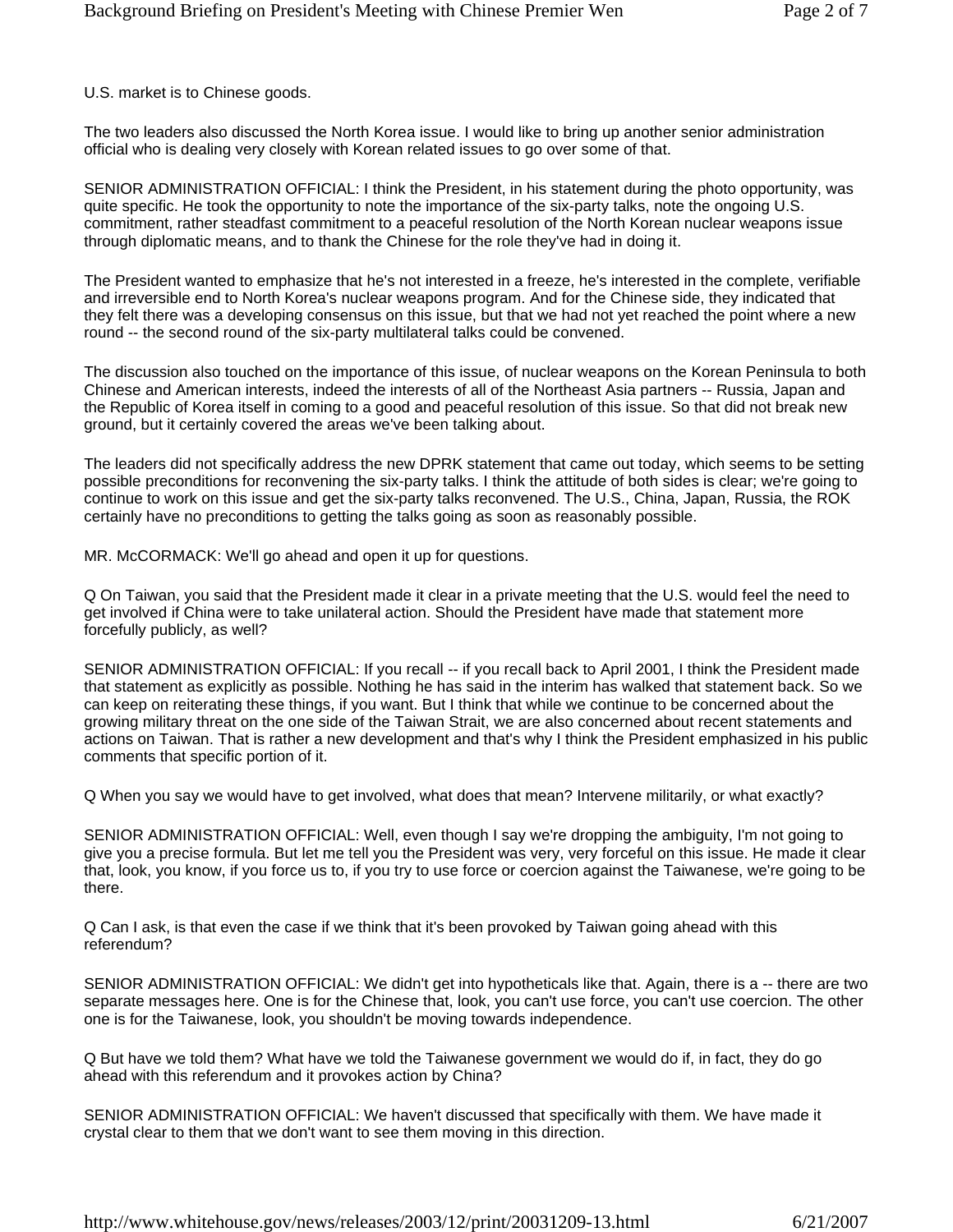U.S. market is to Chinese goods.

The two leaders also discussed the North Korea issue. I would like to bring up another senior administration official who is dealing very closely with Korean related issues to go over some of that.

SENIOR ADMINISTRATION OFFICIAL: I think the President, in his statement during the photo opportunity, was quite specific. He took the opportunity to note the importance of the six-party talks, note the ongoing U.S. commitment, rather steadfast commitment to a peaceful resolution of the North Korean nuclear weapons issue through diplomatic means, and to thank the Chinese for the role they've had in doing it.

The President wanted to emphasize that he's not interested in a freeze, he's interested in the complete, verifiable and irreversible end to North Korea's nuclear weapons program. And for the Chinese side, they indicated that they felt there was a developing consensus on this issue, but that we had not yet reached the point where a new round -- the second round of the six-party multilateral talks could be convened.

The discussion also touched on the importance of this issue, of nuclear weapons on the Korean Peninsula to both Chinese and American interests, indeed the interests of all of the Northeast Asia partners -- Russia, Japan and the Republic of Korea itself in coming to a good and peaceful resolution of this issue. So that did not break new ground, but it certainly covered the areas we've been talking about.

The leaders did not specifically address the new DPRK statement that came out today, which seems to be setting possible preconditions for reconvening the six-party talks. I think the attitude of both sides is clear; we're going to continue to work on this issue and get the six-party talks reconvened. The U.S., China, Japan, Russia, the ROK certainly have no preconditions to getting the talks going as soon as reasonably possible.

MR. McCORMACK: We'll go ahead and open it up for questions.

Q On Taiwan, you said that the President made it clear in a private meeting that the U.S. would feel the need to get involved if China were to take unilateral action. Should the President have made that statement more forcefully publicly, as well?

SENIOR ADMINISTRATION OFFICIAL: If you recall -- if you recall back to April 2001, I think the President made that statement as explicitly as possible. Nothing he has said in the interim has walked that statement back. So we can keep on reiterating these things, if you want. But I think that while we continue to be concerned about the growing military threat on the one side of the Taiwan Strait, we are also concerned about recent statements and actions on Taiwan. That is rather a new development and that's why I think the President emphasized in his public comments that specific portion of it.

Q When you say we would have to get involved, what does that mean? Intervene militarily, or what exactly?

SENIOR ADMINISTRATION OFFICIAL: Well, even though I say we're dropping the ambiguity, I'm not going to give you a precise formula. But let me tell you the President was very, very forceful on this issue. He made it clear that, look, you know, if you force us to, if you try to use force or coercion against the Taiwanese, we're going to be there.

Q Can I ask, is that even the case if we think that it's been provoked by Taiwan going ahead with this referendum?

SENIOR ADMINISTRATION OFFICIAL: We didn't get into hypotheticals like that. Again, there is a -- there are two separate messages here. One is for the Chinese that, look, you can't use force, you can't use coercion. The other one is for the Taiwanese, look, you shouldn't be moving towards independence.

Q But have we told them? What have we told the Taiwanese government we would do if, in fact, they do go ahead with this referendum and it provokes action by China?

SENIOR ADMINISTRATION OFFICIAL: We haven't discussed that specifically with them. We have made it crystal clear to them that we don't want to see them moving in this direction.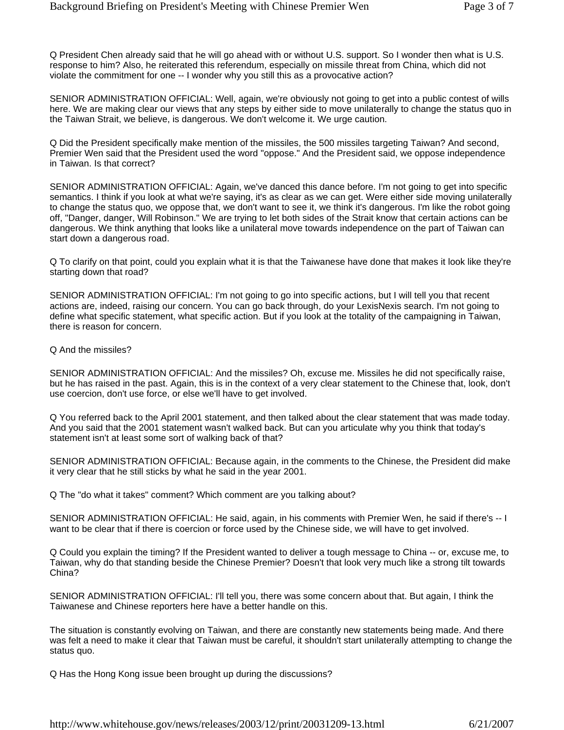Q President Chen already said that he will go ahead with or without U.S. support. So I wonder then what is U.S. response to him? Also, he reiterated this referendum, especially on missile threat from China, which did not violate the commitment for one -- I wonder why you still this as a provocative action?

SENIOR ADMINISTRATION OFFICIAL: Well, again, we're obviously not going to get into a public contest of wills here. We are making clear our views that any steps by either side to move unilaterally to change the status quo in the Taiwan Strait, we believe, is dangerous. We don't welcome it. We urge caution.

Q Did the President specifically make mention of the missiles, the 500 missiles targeting Taiwan? And second, Premier Wen said that the President used the word "oppose." And the President said, we oppose independence in Taiwan. Is that correct?

SENIOR ADMINISTRATION OFFICIAL: Again, we've danced this dance before. I'm not going to get into specific semantics. I think if you look at what we're saying, it's as clear as we can get. Were either side moving unilaterally to change the status quo, we oppose that, we don't want to see it, we think it's dangerous. I'm like the robot going off, "Danger, danger, Will Robinson." We are trying to let both sides of the Strait know that certain actions can be dangerous. We think anything that looks like a unilateral move towards independence on the part of Taiwan can start down a dangerous road.

Q To clarify on that point, could you explain what it is that the Taiwanese have done that makes it look like they're starting down that road?

SENIOR ADMINISTRATION OFFICIAL: I'm not going to go into specific actions, but I will tell you that recent actions are, indeed, raising our concern. You can go back through, do your LexisNexis search. I'm not going to define what specific statement, what specific action. But if you look at the totality of the campaigning in Taiwan, there is reason for concern.

Q And the missiles?

SENIOR ADMINISTRATION OFFICIAL: And the missiles? Oh, excuse me. Missiles he did not specifically raise, but he has raised in the past. Again, this is in the context of a very clear statement to the Chinese that, look, don't use coercion, don't use force, or else we'll have to get involved.

Q You referred back to the April 2001 statement, and then talked about the clear statement that was made today. And you said that the 2001 statement wasn't walked back. But can you articulate why you think that today's statement isn't at least some sort of walking back of that?

SENIOR ADMINISTRATION OFFICIAL: Because again, in the comments to the Chinese, the President did make it very clear that he still sticks by what he said in the year 2001.

Q The "do what it takes" comment? Which comment are you talking about?

SENIOR ADMINISTRATION OFFICIAL: He said, again, in his comments with Premier Wen, he said if there's -- I want to be clear that if there is coercion or force used by the Chinese side, we will have to get involved.

Q Could you explain the timing? If the President wanted to deliver a tough message to China -- or, excuse me, to Taiwan, why do that standing beside the Chinese Premier? Doesn't that look very much like a strong tilt towards China?

SENIOR ADMINISTRATION OFFICIAL: I'll tell you, there was some concern about that. But again, I think the Taiwanese and Chinese reporters here have a better handle on this.

The situation is constantly evolving on Taiwan, and there are constantly new statements being made. And there was felt a need to make it clear that Taiwan must be careful, it shouldn't start unilaterally attempting to change the status quo.

Q Has the Hong Kong issue been brought up during the discussions?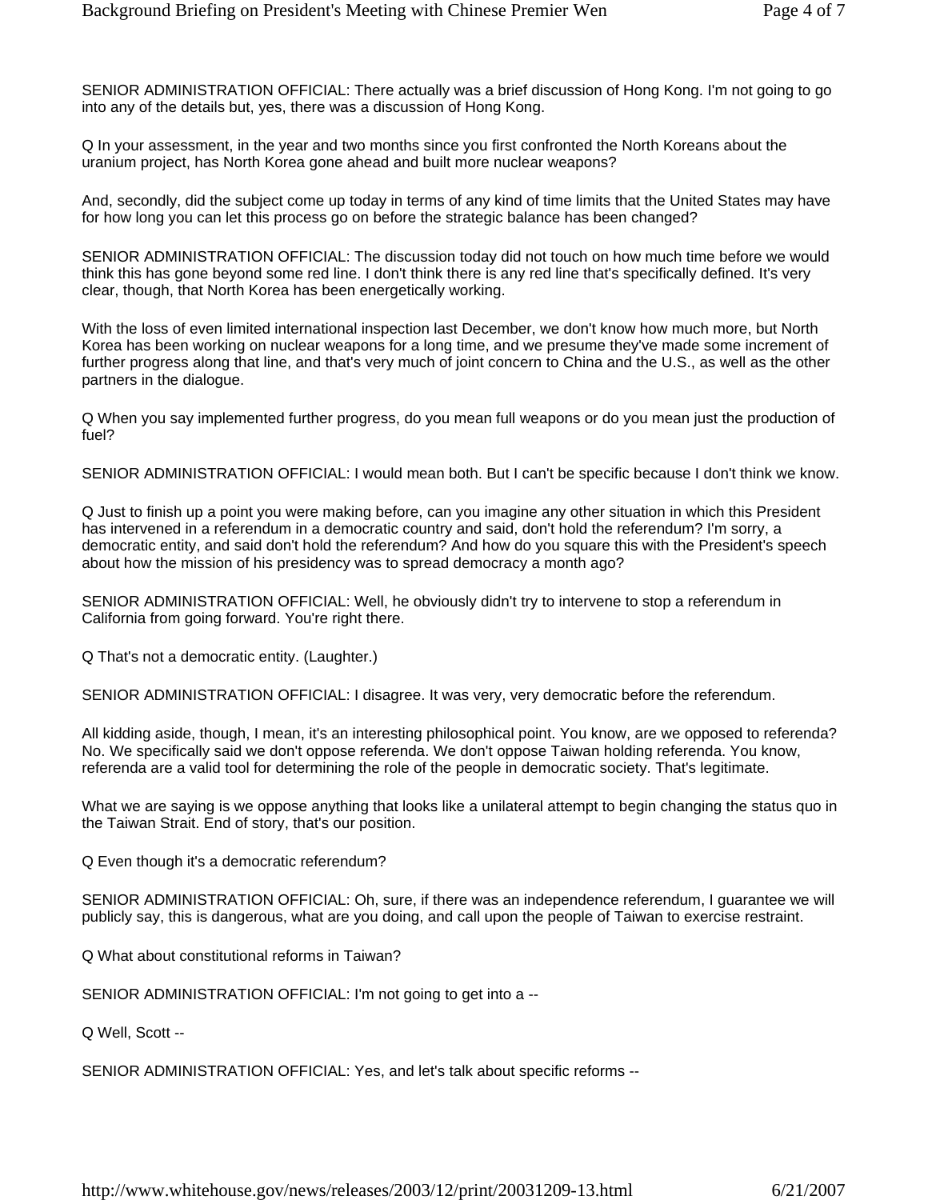SENIOR ADMINISTRATION OFFICIAL: There actually was a brief discussion of Hong Kong. I'm not going to go into any of the details but, yes, there was a discussion of Hong Kong.

Q In your assessment, in the year and two months since you first confronted the North Koreans about the uranium project, has North Korea gone ahead and built more nuclear weapons?

And, secondly, did the subject come up today in terms of any kind of time limits that the United States may have for how long you can let this process go on before the strategic balance has been changed?

SENIOR ADMINISTRATION OFFICIAL: The discussion today did not touch on how much time before we would think this has gone beyond some red line. I don't think there is any red line that's specifically defined. It's very clear, though, that North Korea has been energetically working.

With the loss of even limited international inspection last December, we don't know how much more, but North Korea has been working on nuclear weapons for a long time, and we presume they've made some increment of further progress along that line, and that's very much of joint concern to China and the U.S., as well as the other partners in the dialogue.

Q When you say implemented further progress, do you mean full weapons or do you mean just the production of fuel?

SENIOR ADMINISTRATION OFFICIAL: I would mean both. But I can't be specific because I don't think we know.

Q Just to finish up a point you were making before, can you imagine any other situation in which this President has intervened in a referendum in a democratic country and said, don't hold the referendum? I'm sorry, a democratic entity, and said don't hold the referendum? And how do you square this with the President's speech about how the mission of his presidency was to spread democracy a month ago?

SENIOR ADMINISTRATION OFFICIAL: Well, he obviously didn't try to intervene to stop a referendum in California from going forward. You're right there.

Q That's not a democratic entity. (Laughter.)

SENIOR ADMINISTRATION OFFICIAL: I disagree. It was very, very democratic before the referendum.

All kidding aside, though, I mean, it's an interesting philosophical point. You know, are we opposed to referenda? No. We specifically said we don't oppose referenda. We don't oppose Taiwan holding referenda. You know, referenda are a valid tool for determining the role of the people in democratic society. That's legitimate.

What we are saying is we oppose anything that looks like a unilateral attempt to begin changing the status quo in the Taiwan Strait. End of story, that's our position.

Q Even though it's a democratic referendum?

SENIOR ADMINISTRATION OFFICIAL: Oh, sure, if there was an independence referendum, I guarantee we will publicly say, this is dangerous, what are you doing, and call upon the people of Taiwan to exercise restraint.

Q What about constitutional reforms in Taiwan?

SENIOR ADMINISTRATION OFFICIAL: I'm not going to get into a --

Q Well, Scott --

SENIOR ADMINISTRATION OFFICIAL: Yes, and let's talk about specific reforms --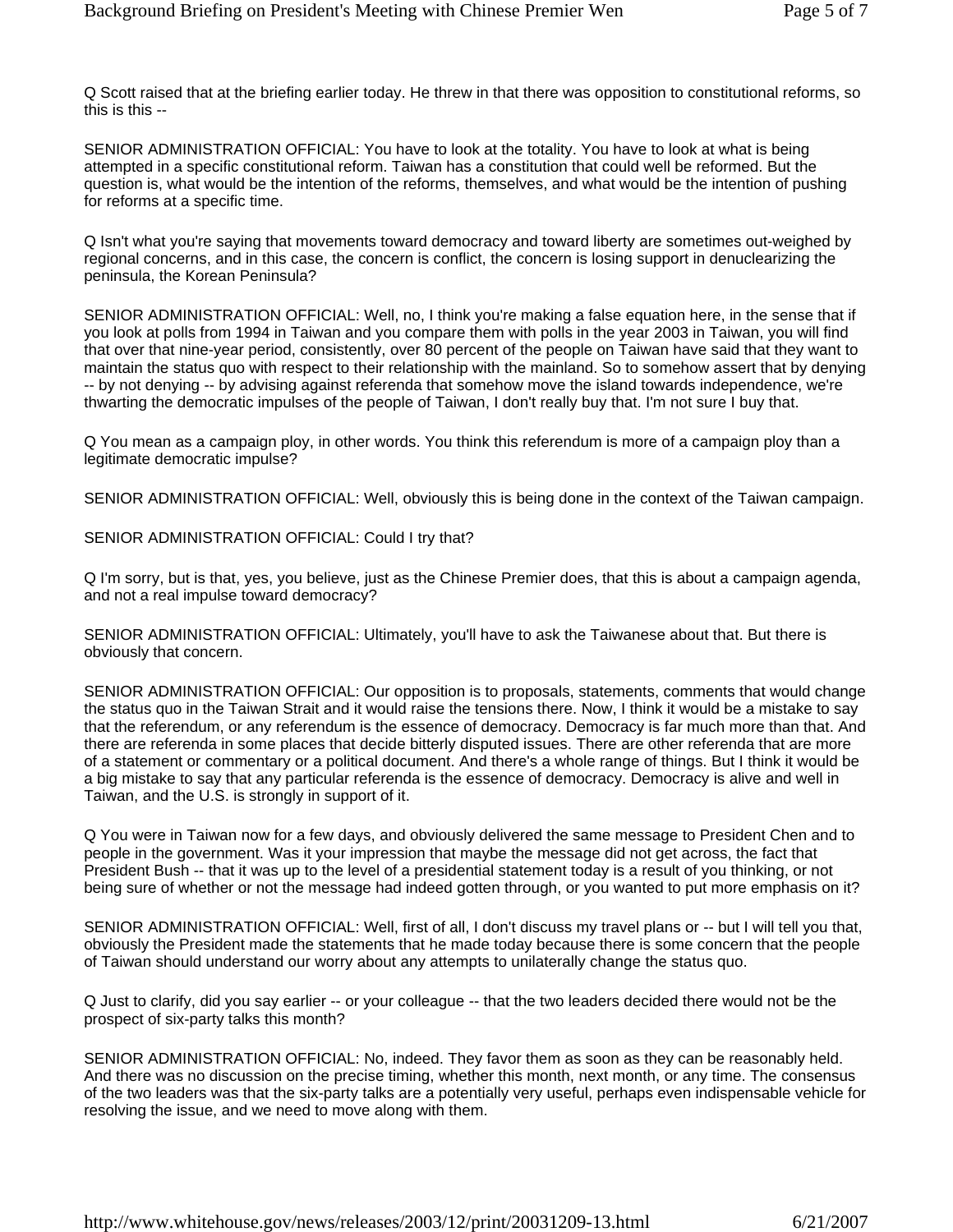Q Scott raised that at the briefing earlier today. He threw in that there was opposition to constitutional reforms, so this is this --

SENIOR ADMINISTRATION OFFICIAL: You have to look at the totality. You have to look at what is being attempted in a specific constitutional reform. Taiwan has a constitution that could well be reformed. But the question is, what would be the intention of the reforms, themselves, and what would be the intention of pushing for reforms at a specific time.

Q Isn't what you're saying that movements toward democracy and toward liberty are sometimes out-weighed by regional concerns, and in this case, the concern is conflict, the concern is losing support in denuclearizing the peninsula, the Korean Peninsula?

SENIOR ADMINISTRATION OFFICIAL: Well, no, I think you're making a false equation here, in the sense that if you look at polls from 1994 in Taiwan and you compare them with polls in the year 2003 in Taiwan, you will find that over that nine-year period, consistently, over 80 percent of the people on Taiwan have said that they want to maintain the status quo with respect to their relationship with the mainland. So to somehow assert that by denying -- by not denying -- by advising against referenda that somehow move the island towards independence, we're thwarting the democratic impulses of the people of Taiwan, I don't really buy that. I'm not sure I buy that.

Q You mean as a campaign ploy, in other words. You think this referendum is more of a campaign ploy than a legitimate democratic impulse?

SENIOR ADMINISTRATION OFFICIAL: Well, obviously this is being done in the context of the Taiwan campaign.

SENIOR ADMINISTRATION OFFICIAL: Could I try that?

Q I'm sorry, but is that, yes, you believe, just as the Chinese Premier does, that this is about a campaign agenda, and not a real impulse toward democracy?

SENIOR ADMINISTRATION OFFICIAL: Ultimately, you'll have to ask the Taiwanese about that. But there is obviously that concern.

SENIOR ADMINISTRATION OFFICIAL: Our opposition is to proposals, statements, comments that would change the status quo in the Taiwan Strait and it would raise the tensions there. Now, I think it would be a mistake to say that the referendum, or any referendum is the essence of democracy. Democracy is far much more than that. And there are referenda in some places that decide bitterly disputed issues. There are other referenda that are more of a statement or commentary or a political document. And there's a whole range of things. But I think it would be a big mistake to say that any particular referenda is the essence of democracy. Democracy is alive and well in Taiwan, and the U.S. is strongly in support of it.

Q You were in Taiwan now for a few days, and obviously delivered the same message to President Chen and to people in the government. Was it your impression that maybe the message did not get across, the fact that President Bush -- that it was up to the level of a presidential statement today is a result of you thinking, or not being sure of whether or not the message had indeed gotten through, or you wanted to put more emphasis on it?

SENIOR ADMINISTRATION OFFICIAL: Well, first of all, I don't discuss my travel plans or -- but I will tell you that, obviously the President made the statements that he made today because there is some concern that the people of Taiwan should understand our worry about any attempts to unilaterally change the status quo.

Q Just to clarify, did you say earlier -- or your colleague -- that the two leaders decided there would not be the prospect of six-party talks this month?

SENIOR ADMINISTRATION OFFICIAL: No, indeed. They favor them as soon as they can be reasonably held. And there was no discussion on the precise timing, whether this month, next month, or any time. The consensus of the two leaders was that the six-party talks are a potentially very useful, perhaps even indispensable vehicle for resolving the issue, and we need to move along with them.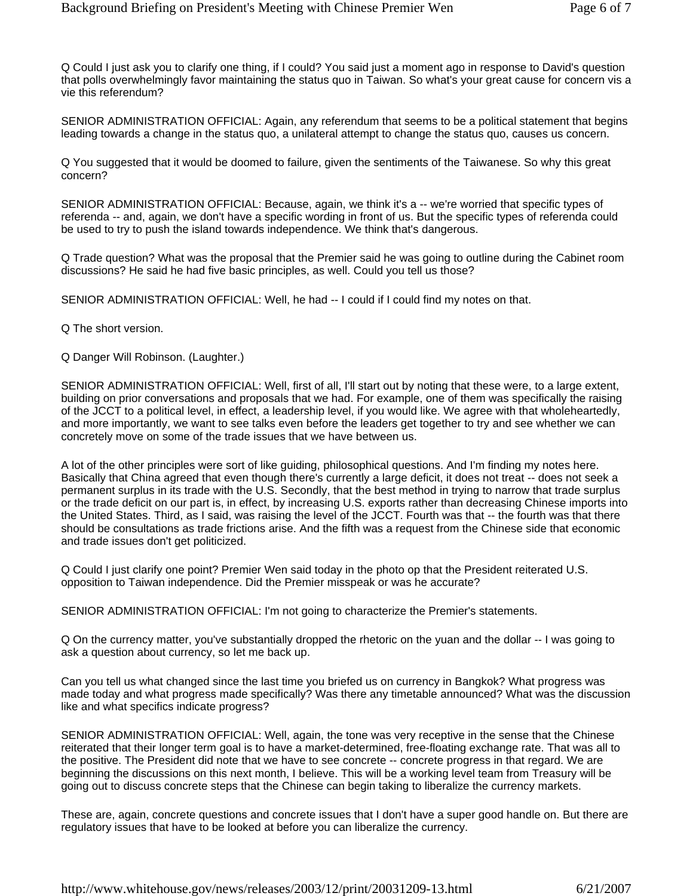Q Could I just ask you to clarify one thing, if I could? You said just a moment ago in response to David's question that polls overwhelmingly favor maintaining the status quo in Taiwan. So what's your great cause for concern vis a vie this referendum?

SENIOR ADMINISTRATION OFFICIAL: Again, any referendum that seems to be a political statement that begins leading towards a change in the status quo, a unilateral attempt to change the status quo, causes us concern.

Q You suggested that it would be doomed to failure, given the sentiments of the Taiwanese. So why this great concern?

SENIOR ADMINISTRATION OFFICIAL: Because, again, we think it's a -- we're worried that specific types of referenda -- and, again, we don't have a specific wording in front of us. But the specific types of referenda could be used to try to push the island towards independence. We think that's dangerous.

Q Trade question? What was the proposal that the Premier said he was going to outline during the Cabinet room discussions? He said he had five basic principles, as well. Could you tell us those?

SENIOR ADMINISTRATION OFFICIAL: Well, he had -- I could if I could find my notes on that.

Q The short version.

Q Danger Will Robinson. (Laughter.)

SENIOR ADMINISTRATION OFFICIAL: Well, first of all, I'll start out by noting that these were, to a large extent, building on prior conversations and proposals that we had. For example, one of them was specifically the raising of the JCCT to a political level, in effect, a leadership level, if you would like. We agree with that wholeheartedly, and more importantly, we want to see talks even before the leaders get together to try and see whether we can concretely move on some of the trade issues that we have between us.

A lot of the other principles were sort of like guiding, philosophical questions. And I'm finding my notes here. Basically that China agreed that even though there's currently a large deficit, it does not treat -- does not seek a permanent surplus in its trade with the U.S. Secondly, that the best method in trying to narrow that trade surplus or the trade deficit on our part is, in effect, by increasing U.S. exports rather than decreasing Chinese imports into the United States. Third, as I said, was raising the level of the JCCT. Fourth was that -- the fourth was that there should be consultations as trade frictions arise. And the fifth was a request from the Chinese side that economic and trade issues don't get politicized.

Q Could I just clarify one point? Premier Wen said today in the photo op that the President reiterated U.S. opposition to Taiwan independence. Did the Premier misspeak or was he accurate?

SENIOR ADMINISTRATION OFFICIAL: I'm not going to characterize the Premier's statements.

Q On the currency matter, you've substantially dropped the rhetoric on the yuan and the dollar -- I was going to ask a question about currency, so let me back up.

Can you tell us what changed since the last time you briefed us on currency in Bangkok? What progress was made today and what progress made specifically? Was there any timetable announced? What was the discussion like and what specifics indicate progress?

SENIOR ADMINISTRATION OFFICIAL: Well, again, the tone was very receptive in the sense that the Chinese reiterated that their longer term goal is to have a market-determined, free-floating exchange rate. That was all to the positive. The President did note that we have to see concrete -- concrete progress in that regard. We are beginning the discussions on this next month, I believe. This will be a working level team from Treasury will be going out to discuss concrete steps that the Chinese can begin taking to liberalize the currency markets.

These are, again, concrete questions and concrete issues that I don't have a super good handle on. But there are regulatory issues that have to be looked at before you can liberalize the currency.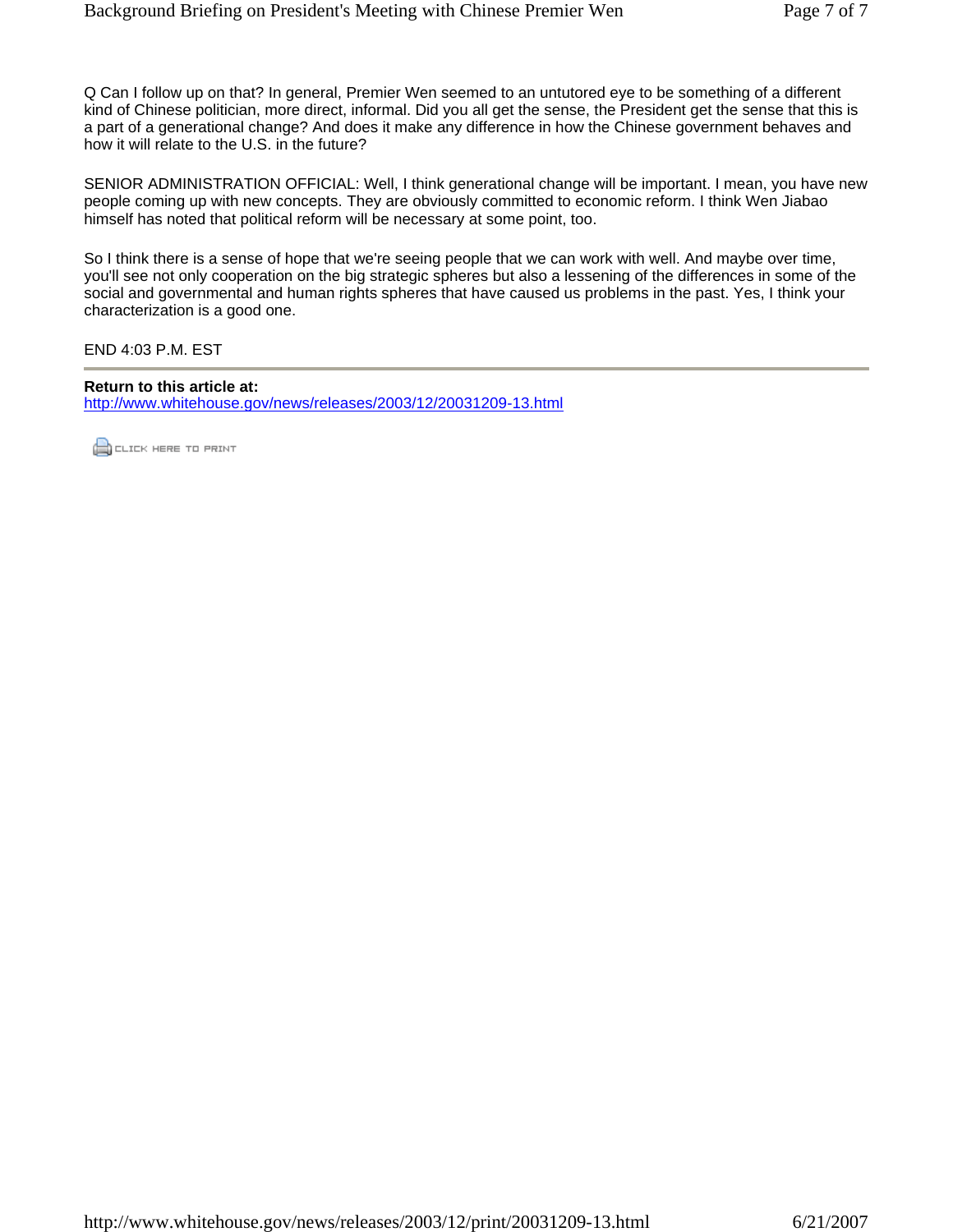Q Can I follow up on that? In general, Premier Wen seemed to an untutored eye to be something of a different kind of Chinese politician, more direct, informal. Did you all get the sense, the President get the sense that this is a part of a generational change? And does it make any difference in how the Chinese government behaves and how it will relate to the U.S. in the future?

SENIOR ADMINISTRATION OFFICIAL: Well, I think generational change will be important. I mean, you have new people coming up with new concepts. They are obviously committed to economic reform. I think Wen Jiabao himself has noted that political reform will be necessary at some point, too.

So I think there is a sense of hope that we're seeing people that we can work with well. And maybe over time, you'll see not only cooperation on the big strategic spheres but also a lessening of the differences in some of the social and governmental and human rights spheres that have caused us problems in the past. Yes, I think your characterization is a good one.

END 4:03 P.M. EST

---

**Return to this article at:**
http://www.whitehouse.gov/news/releases/2003/12/20031209-13.html

CLICK HERE TO PRINT